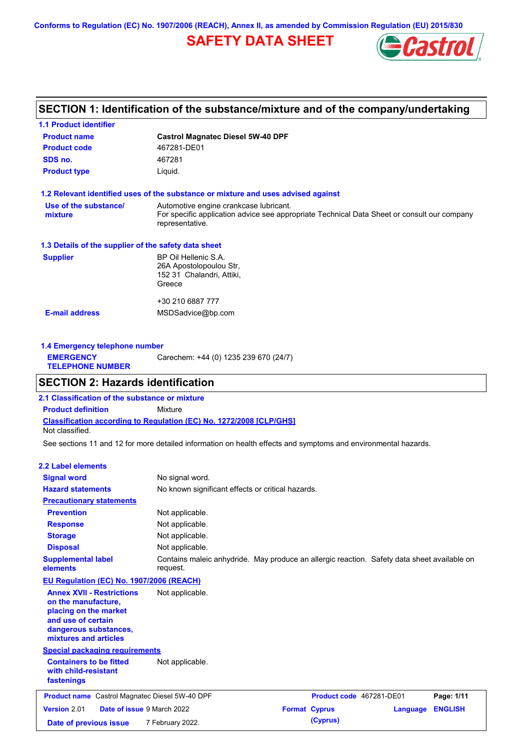Conforms to Regulation (EC) No. 1907/2006 (REACH), Annex II, as amended by Commission Regulation (EU) 2015/830

# SAFETY DATA SHEET

## SECTION 1: Identification of the substance/mixture and of the company/undertaking

### 1.1 Product identifier

| | |
|---|---|
| **Product name** | **Castrol Magnatec Diesel 5W-40 DPF** |
| **Product code** | 467281-DE01 |
| **SDS no.** | 467281 |
| **Product type** | Liquid. |

### 1.2 Relevant identified uses of the substance or mixture and uses advised against

| | |
|---|---|
| **Use of the substance/ mixture** | Automotive engine crankcase lubricant. For specific application advice see appropriate Technical Data Sheet or consult our company representative. |

### 1.3 Details of the supplier of the safety data sheet

| | |
|---|---|
| **Supplier** | BP Oil Hellenic S.A.<br>26A Apostolopoulou Str,<br>152 31 Chalandri, Attiki,<br>Greece<br><br>+30 210 6887 777 |
| **E-mail address** | MSDSadvice@bp.com |

### 1.4 Emergency telephone number

| | |
|---|---|
| **EMERGENCY TELEPHONE NUMBER** | Carechem: +44 (0) 1235 239 670 (24/7) |

## SECTION 2: Hazards identification

### 2.1 Classification of the substance or mixture

**Product definition** Mixture

**Classification according to Regulation (EC) No. 1272/2008 [CLP/GHS]**

Not classified.

See sections 11 and 12 for more detailed information on health effects and symptoms and environmental hazards.

### 2.2 Label elements

| | |
|---|---|
| **Signal word** | No signal word. |
| **Hazard statements** | No known significant effects or critical hazards. |
| **Precautionary statements** | |
| **Prevention** | Not applicable. |
| **Response** | Not applicable. |
| **Storage** | Not applicable. |
| **Disposal** | Not applicable. |
| **Supplemental label elements** | Contains maleic anhydride. May produce an allergic reaction. Safety data sheet available on request. |

**EU Regulation (EC) No. 1907/2006 (REACH)**

| | |
|---|---|
| **Annex XVII - Restrictions on the manufacture, placing on the market and use of certain dangerous substances, mixtures and articles** | Not applicable. |

**Special packaging requirements**

| | |
|---|---|
| **Containers to be fitted with child-resistant fastenings** | Not applicable. |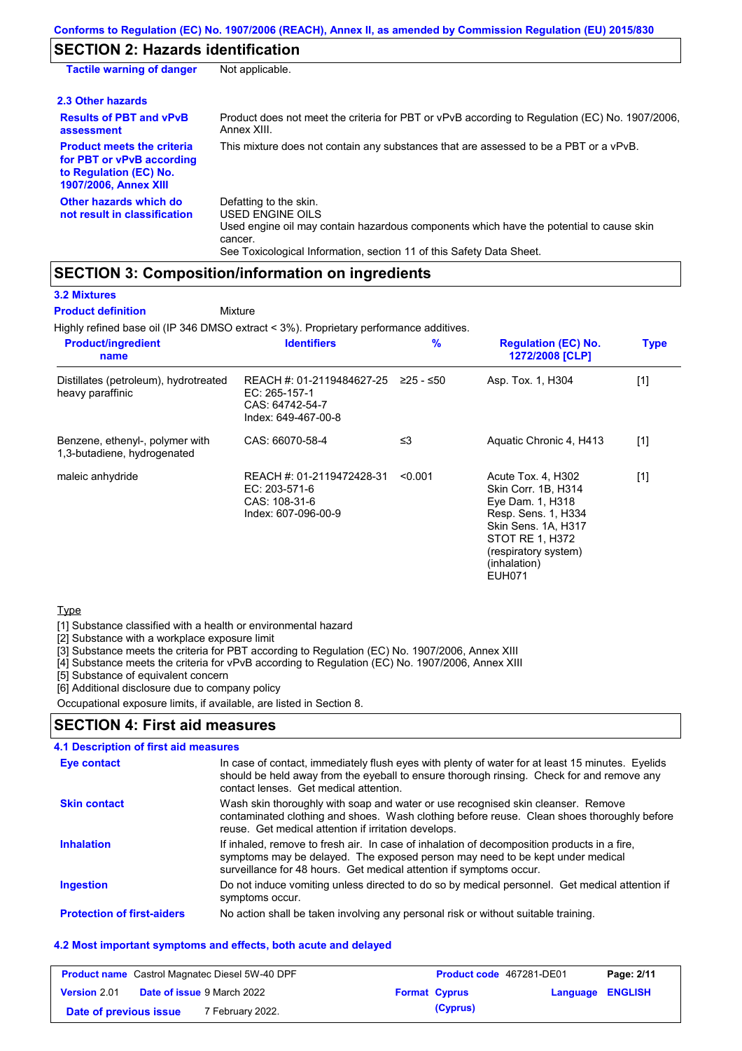## SECTION 2: Hazards identification

**Tactile warning of danger** Not applicable.

### 2.3 Other hazards

**Results of PBT and vPvB assessment**
Product does not meet the criteria for PBT or vPvB according to Regulation (EC) No. 1907/2006, Annex XIII.

**Product meets the criteria for PBT or vPvB according to Regulation (EC) No. 1907/2006, Annex XIII**
This mixture does not contain any substances that are assessed to be a PBT or a vPvB.

**Other hazards which do not result in classification**
Defatting to the skin.
USED ENGINE OILS
Used engine oil may contain hazardous components which have the potential to cause skin cancer.
See Toxicological Information, section 11 of this Safety Data Sheet.

## SECTION 3: Composition/information on ingredients

### 3.2 Mixtures

**Product definition** Mixture

Highly refined base oil (IP 346 DMSO extract < 3%). Proprietary performance additives.

| Product/ingredient name | Identifiers | % | Regulation (EC) No. 1272/2008 [CLP] | Type |
|---|---|---|---|---|
| Distillates (petroleum), hydrotreated heavy paraffinic | REACH #: 01-2119484627-25<br>EC: 265-157-1<br>CAS: 64742-54-7<br>Index: 649-467-00-8 | ≥25 - ≤50 | Asp. Tox. 1, H304 | [1] |
| Benzene, ethenyl-, polymer with 1,3-butadiene, hydrogenated | CAS: 66070-58-4 | ≤3 | Aquatic Chronic 4, H413 | [1] |
| maleic anhydride | REACH #: 01-2119472428-31<br>EC: 203-571-6<br>CAS: 108-31-6<br>Index: 607-096-00-9 | <0.001 | Acute Tox. 4, H302<br>Skin Corr. 1B, H314<br>Eye Dam. 1, H318<br>Resp. Sens. 1, H334<br>Skin Sens. 1A, H317<br>STOT RE 1, H372 (respiratory system) (inhalation)<br>EUH071 | [1] |

Type

[1] Substance classified with a health or environmental hazard
[2] Substance with a workplace exposure limit
[3] Substance meets the criteria for PBT according to Regulation (EC) No. 1907/2006, Annex XIII
[4] Substance meets the criteria for vPvB according to Regulation (EC) No. 1907/2006, Annex XIII
[5] Substance of equivalent concern
[6] Additional disclosure due to company policy

Occupational exposure limits, if available, are listed in Section 8.

## SECTION 4: First aid measures

### 4.1 Description of first aid measures

**Eye contact**
In case of contact, immediately flush eyes with plenty of water for at least 15 minutes. Eyelids should be held away from the eyeball to ensure thorough rinsing. Check for and remove any contact lenses. Get medical attention.

**Skin contact**
Wash skin thoroughly with soap and water or use recognised skin cleanser. Remove contaminated clothing and shoes. Wash clothing before reuse. Clean shoes thoroughly before reuse. Get medical attention if irritation develops.

**Inhalation**
If inhaled, remove to fresh air. In case of inhalation of decomposition products in a fire, symptoms may be delayed. The exposed person may need to be kept under medical surveillance for 48 hours. Get medical attention if symptoms occur.

**Ingestion**
Do not induce vomiting unless directed to do so by medical personnel. Get medical attention if symptoms occur.

**Protection of first-aiders**
No action shall be taken involving any personal risk or without suitable training.

### 4.2 Most important symptoms and effects, both acute and delayed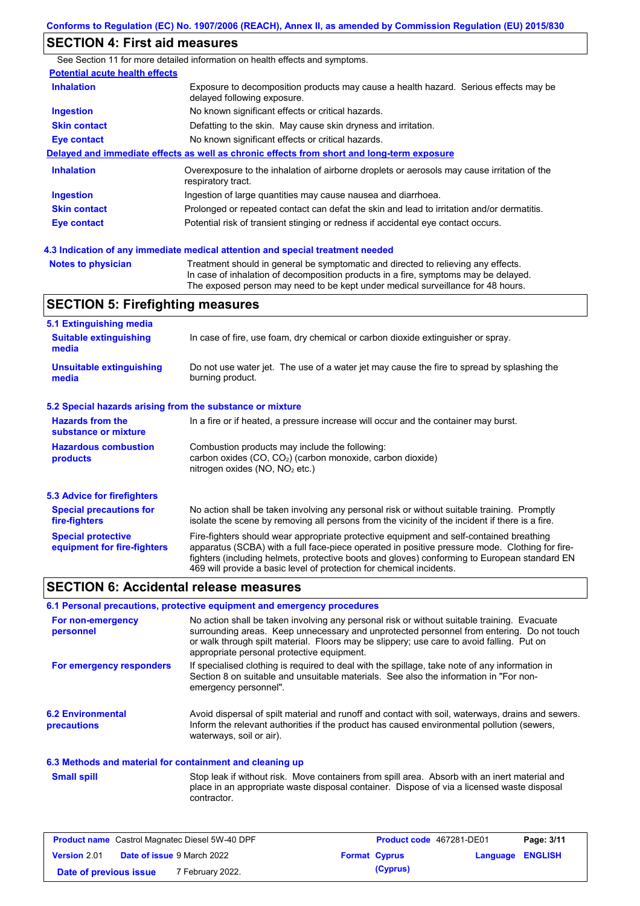## SECTION 4: First aid measures

See Section 11 for more detailed information on health effects and symptoms.

**Potential acute health effects**

| | |
|---|---|
| **Inhalation** | Exposure to decomposition products may cause a health hazard. Serious effects may be delayed following exposure. |
| **Ingestion** | No known significant effects or critical hazards. |
| **Skin contact** | Defatting to the skin. May cause skin dryness and irritation. |
| **Eye contact** | No known significant effects or critical hazards. |

**Delayed and immediate effects as well as chronic effects from short and long-term exposure**

| | |
|---|---|
| **Inhalation** | Overexposure to the inhalation of airborne droplets or aerosols may cause irritation of the respiratory tract. |
| **Ingestion** | Ingestion of large quantities may cause nausea and diarrhoea. |
| **Skin contact** | Prolonged or repeated contact can defat the skin and lead to irritation and/or dermatitis. |
| **Eye contact** | Potential risk of transient stinging or redness if accidental eye contact occurs. |

### 4.3 Indication of any immediate medical attention and special treatment needed

| | |
|---|---|
| **Notes to physician** | Treatment should in general be symptomatic and directed to relieving any effects. In case of inhalation of decomposition products in a fire, symptoms may be delayed. The exposed person may need to be kept under medical surveillance for 48 hours. |

## SECTION 5: Firefighting measures

### 5.1 Extinguishing media

| | |
|---|---|
| **Suitable extinguishing media** | In case of fire, use foam, dry chemical or carbon dioxide extinguisher or spray. |
| **Unsuitable extinguishing media** | Do not use water jet. The use of a water jet may cause the fire to spread by splashing the burning product. |

### 5.2 Special hazards arising from the substance or mixture

| | |
|---|---|
| **Hazards from the substance or mixture** | In a fire or if heated, a pressure increase will occur and the container may burst. |
| **Hazardous combustion products** | Combustion products may include the following: carbon oxides (CO, $CO_2$) (carbon monoxide, carbon dioxide) nitrogen oxides (NO, $NO_2$ etc.) |

### 5.3 Advice for firefighters

| | |
|---|---|
| **Special precautions for fire-fighters** | No action shall be taken involving any personal risk or without suitable training. Promptly isolate the scene by removing all persons from the vicinity of the incident if there is a fire. |
| **Special protective equipment for fire-fighters** | Fire-fighters should wear appropriate protective equipment and self-contained breathing apparatus (SCBA) with a full face-piece operated in positive pressure mode. Clothing for fire-fighters (including helmets, protective boots and gloves) conforming to European standard EN 469 will provide a basic level of protection for chemical incidents. |

## SECTION 6: Accidental release measures

### 6.1 Personal precautions, protective equipment and emergency procedures

| | |
|---|---|
| **For non-emergency personnel** | No action shall be taken involving any personal risk or without suitable training. Evacuate surrounding areas. Keep unnecessary and unprotected personnel from entering. Do not touch or walk through spilt material. Floors may be slippery; use care to avoid falling. Put on appropriate personal protective equipment. |
| **For emergency responders** | If specialised clothing is required to deal with the spillage, take note of any information in Section 8 on suitable and unsuitable materials. See also the information in "For non-emergency personnel". |

| | |
|---|---|
| **6.2 Environmental precautions** | Avoid dispersal of spilt material and runoff and contact with soil, waterways, drains and sewers. Inform the relevant authorities if the product has caused environmental pollution (sewers, waterways, soil or air). |

### 6.3 Methods and material for containment and cleaning up

| | |
|---|---|
| **Small spill** | Stop leak if without risk. Move containers from spill area. Absorb with an inert material and place in an appropriate waste disposal container. Dispose of via a licensed waste disposal contractor. |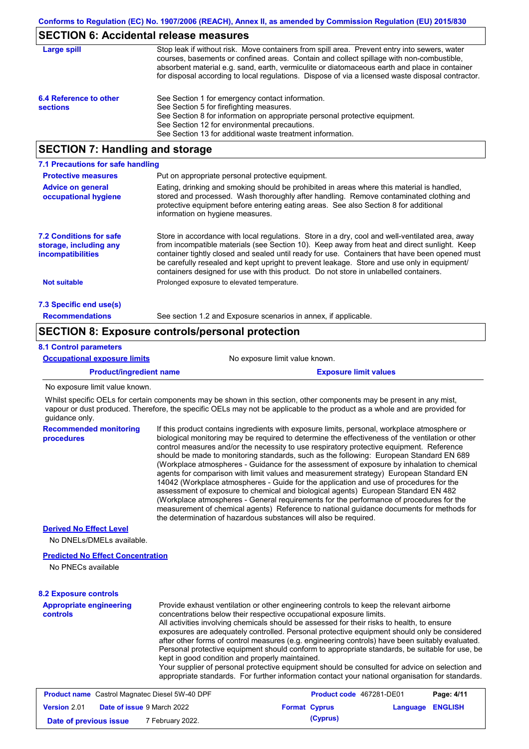## SECTION 6: Accidental release measures

**Large spill**

Stop leak if without risk. Move containers from spill area. Prevent entry into sewers, water courses, basements or confined areas. Contain and collect spillage with non-combustible, absorbent material e.g. sand, earth, vermiculite or diatomaceous earth and place in container for disposal according to local regulations. Dispose of via a licensed waste disposal contractor.

**6.4 Reference to other sections**

See Section 1 for emergency contact information.
See Section 5 for firefighting measures.
See Section 8 for information on appropriate personal protective equipment.
See Section 12 for environmental precautions.
See Section 13 for additional waste treatment information.

## SECTION 7: Handling and storage

### 7.1 Precautions for safe handling

**Protective measures**

Put on appropriate personal protective equipment.

**Advice on general occupational hygiene**

Eating, drinking and smoking should be prohibited in areas where this material is handled, stored and processed. Wash thoroughly after handling. Remove contaminated clothing and protective equipment before entering eating areas. See also Section 8 for additional information on hygiene measures.

### 7.2 Conditions for safe storage, including any incompatibilities

Store in accordance with local regulations. Store in a dry, cool and well-ventilated area, away from incompatible materials (see Section 10). Keep away from heat and direct sunlight. Keep container tightly closed and sealed until ready for use. Containers that have been opened must be carefully resealed and kept upright to prevent leakage. Store and use only in equipment/containers designed for use with this product. Do not store in unlabelled containers.

**Not suitable**

Prolonged exposure to elevated temperature.

### 7.3 Specific end use(s)

**Recommendations**

See section 1.2 and Exposure scenarios in annex, if applicable.

## SECTION 8: Exposure controls/personal protection

### 8.1 Control parameters

**Occupational exposure limits**

No exposure limit value known.

| Product/ingredient name | Exposure limit values |
|---|---|
| No exposure limit value known. | |

Whilst specific OELs for certain components may be shown in this section, other components may be present in any mist, vapour or dust produced. Therefore, the specific OELs may not be applicable to the product as a whole and are provided for guidance only.

**Recommended monitoring procedures**

If this product contains ingredients with exposure limits, personal, workplace atmosphere or biological monitoring may be required to determine the effectiveness of the ventilation or other control measures and/or the necessity to use respiratory protective equipment. Reference should be made to monitoring standards, such as the following: European Standard EN 689 (Workplace atmospheres - Guidance for the assessment of exposure by inhalation to chemical agents for comparison with limit values and measurement strategy) European Standard EN 14042 (Workplace atmospheres - Guide for the application and use of procedures for the assessment of exposure to chemical and biological agents) European Standard EN 482 (Workplace atmospheres - General requirements for the performance of procedures for the measurement of chemical agents) Reference to national guidance documents for methods for the determination of hazardous substances will also be required.

**Derived No Effect Level**

No DNELs/DMELs available.

**Predicted No Effect Concentration**

No PNECs available

### 8.2 Exposure controls

**Appropriate engineering controls**

Provide exhaust ventilation or other engineering controls to keep the relevant airborne concentrations below their respective occupational exposure limits.
All activities involving chemicals should be assessed for their risks to health, to ensure exposures are adequately controlled. Personal protective equipment should only be considered after other forms of control measures (e.g. engineering controls) have been suitably evaluated. Personal protective equipment should conform to appropriate standards, be suitable for use, be kept in good condition and properly maintained.
Your supplier of personal protective equipment should be consulted for advice on selection and appropriate standards. For further information contact your national organisation for standards.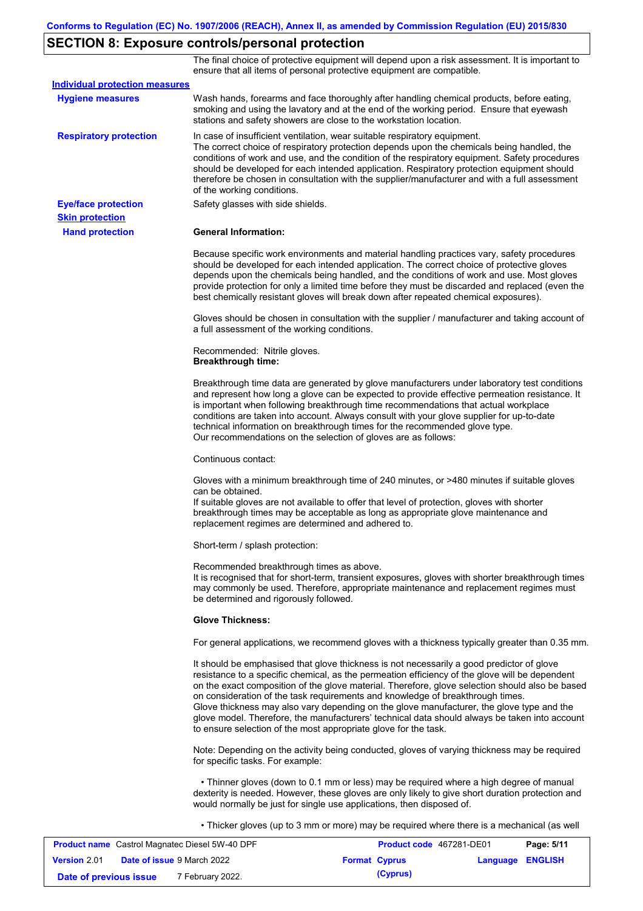## SECTION 8: Exposure controls/personal protection

The final choice of protective equipment will depend upon a risk assessment. It is important to ensure that all items of personal protective equipment are compatible.

**Individual protection measures**

**Hygiene measures**

Wash hands, forearms and face thoroughly after handling chemical products, before eating, smoking and using the lavatory and at the end of the working period. Ensure that eyewash stations and safety showers are close to the workstation location.

**Respiratory protection**

In case of insufficient ventilation, wear suitable respiratory equipment.
The correct choice of respiratory protection depends upon the chemicals being handled, the conditions of work and use, and the condition of the respiratory equipment. Safety procedures should be developed for each intended application. Respiratory protection equipment should therefore be chosen in consultation with the supplier/manufacturer and with a full assessment of the working conditions.

**Eye/face protection**

Safety glasses with side shields.

**Skin protection**

**Hand protection**

**General Information:**

Because specific work environments and material handling practices vary, safety procedures should be developed for each intended application. The correct choice of protective gloves depends upon the chemicals being handled, and the conditions of work and use. Most gloves provide protection for only a limited time before they must be discarded and replaced (even the best chemically resistant gloves will break down after repeated chemical exposures).

Gloves should be chosen in consultation with the supplier / manufacturer and taking account of a full assessment of the working conditions.

Recommended: Nitrile gloves.
**Breakthrough time:**

Breakthrough time data are generated by glove manufacturers under laboratory test conditions and represent how long a glove can be expected to provide effective permeation resistance. It is important when following breakthrough time recommendations that actual workplace conditions are taken into account. Always consult with your glove supplier for up-to-date technical information on breakthrough times for the recommended glove type.
Our recommendations on the selection of gloves are as follows:

Continuous contact:

Gloves with a minimum breakthrough time of 240 minutes, or >480 minutes if suitable gloves can be obtained.
If suitable gloves are not available to offer that level of protection, gloves with shorter breakthrough times may be acceptable as long as appropriate glove maintenance and replacement regimes are determined and adhered to.

Short-term / splash protection:

Recommended breakthrough times as above.
It is recognised that for short-term, transient exposures, gloves with shorter breakthrough times may commonly be used. Therefore, appropriate maintenance and replacement regimes must be determined and rigorously followed.

**Glove Thickness:**

For general applications, we recommend gloves with a thickness typically greater than 0.35 mm.

It should be emphasised that glove thickness is not necessarily a good predictor of glove resistance to a specific chemical, as the permeation efficiency of the glove will be dependent on the exact composition of the glove material. Therefore, glove selection should also be based on consideration of the task requirements and knowledge of breakthrough times.
Glove thickness may also vary depending on the glove manufacturer, the glove type and the glove model. Therefore, the manufacturers' technical data should always be taken into account to ensure selection of the most appropriate glove for the task.

Note: Depending on the activity being conducted, gloves of varying thickness may be required for specific tasks. For example:

- Thinner gloves (down to 0.1 mm or less) may be required where a high degree of manual dexterity is needed. However, these gloves are only likely to give short duration protection and would normally be just for single use applications, then disposed of.

- Thicker gloves (up to 3 mm or more) may be required where there is a mechanical (as well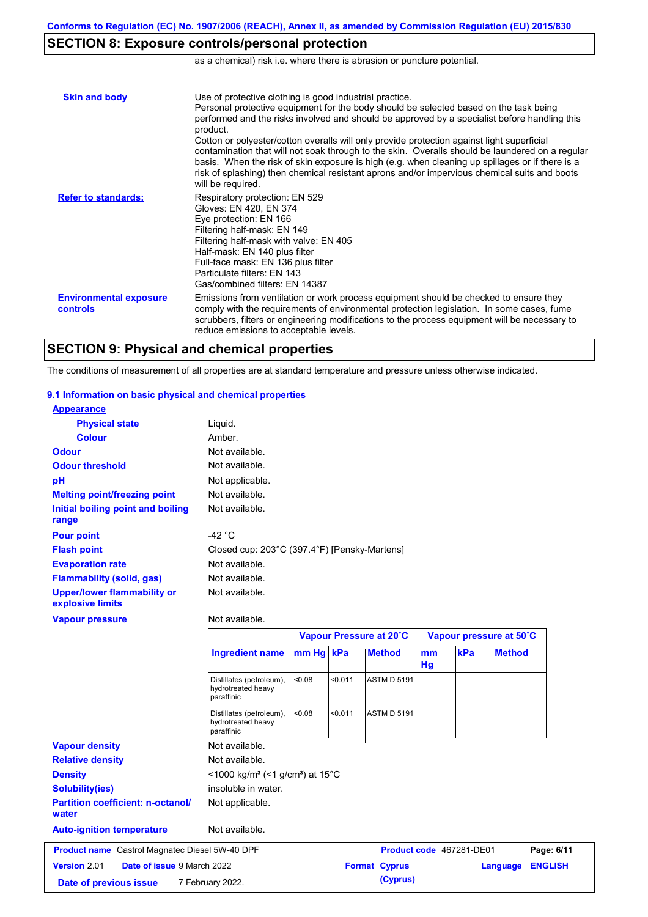## SECTION 8: Exposure controls/personal protection

as a chemical) risk i.e. where there is abrasion or puncture potential.

**Skin and body**

Use of protective clothing is good industrial practice.
Personal protective equipment for the body should be selected based on the task being performed and the risks involved and should be approved by a specialist before handling this product.
Cotton or polyester/cotton overalls will only provide protection against light superficial contamination that will not soak through to the skin. Overalls should be laundered on a regular basis. When the risk of skin exposure is high (e.g. when cleaning up spillages or if there is a risk of splashing) then chemical resistant aprons and/or impervious chemical suits and boots will be required.

**Refer to standards:**

Respiratory protection: EN 529
Gloves: EN 420, EN 374
Eye protection: EN 166
Filtering half-mask: EN 149
Filtering half-mask with valve: EN 405
Half-mask: EN 140 plus filter
Full-face mask: EN 136 plus filter
Particulate filters: EN 143
Gas/combined filters: EN 14387

**Environmental exposure controls**

Emissions from ventilation or work process equipment should be checked to ensure they comply with the requirements of environmental protection legislation. In some cases, fume scrubbers, filters or engineering modifications to the process equipment will be necessary to reduce emissions to acceptable levels.

## SECTION 9: Physical and chemical properties

The conditions of measurement of all properties are at standard temperature and pressure unless otherwise indicated.

### 9.1 Information on basic physical and chemical properties

**Appearance**

- **Physical state**: Liquid.
- **Colour**: Amber.
- **Odour**: Not available.
- **Odour threshold**: Not available.
- **pH**: Not applicable.
- **Melting point/freezing point**: Not available.
- **Initial boiling point and boiling range**: Not available.
- **Pour point**: -42 °C
- **Flash point**: Closed cup: 203°C (397.4°F) [Pensky-Martens]
- **Evaporation rate**: Not available.
- **Flammability (solid, gas)**: Not available.
- **Upper/lower flammability or explosive limits**: Not available.
- **Vapour pressure**: Not available.

| Ingredient name | Vapour Pressure at 20˚C | | | Vapour pressure at 50˚C | | |
|---|---|---|---|---|---|---|
| | mm Hg | kPa | Method | mm Hg | kPa | Method |
| Distillates (petroleum), hydrotreated heavy paraffinic | <0.08 | <0.011 | ASTM D 5191 | | | |
| Distillates (petroleum), hydrotreated heavy paraffinic | <0.08 | <0.011 | ASTM D 5191 | | | |

- **Vapour density**: Not available.
- **Relative density**: Not available.
- **Density**: <1000 kg/m³ (<1 g/cm³) at 15°C
- **Solubility(ies)**: insoluble in water.
- **Partition coefficient: n-octanol/water**: Not applicable.
- **Auto-ignition temperature**: Not available.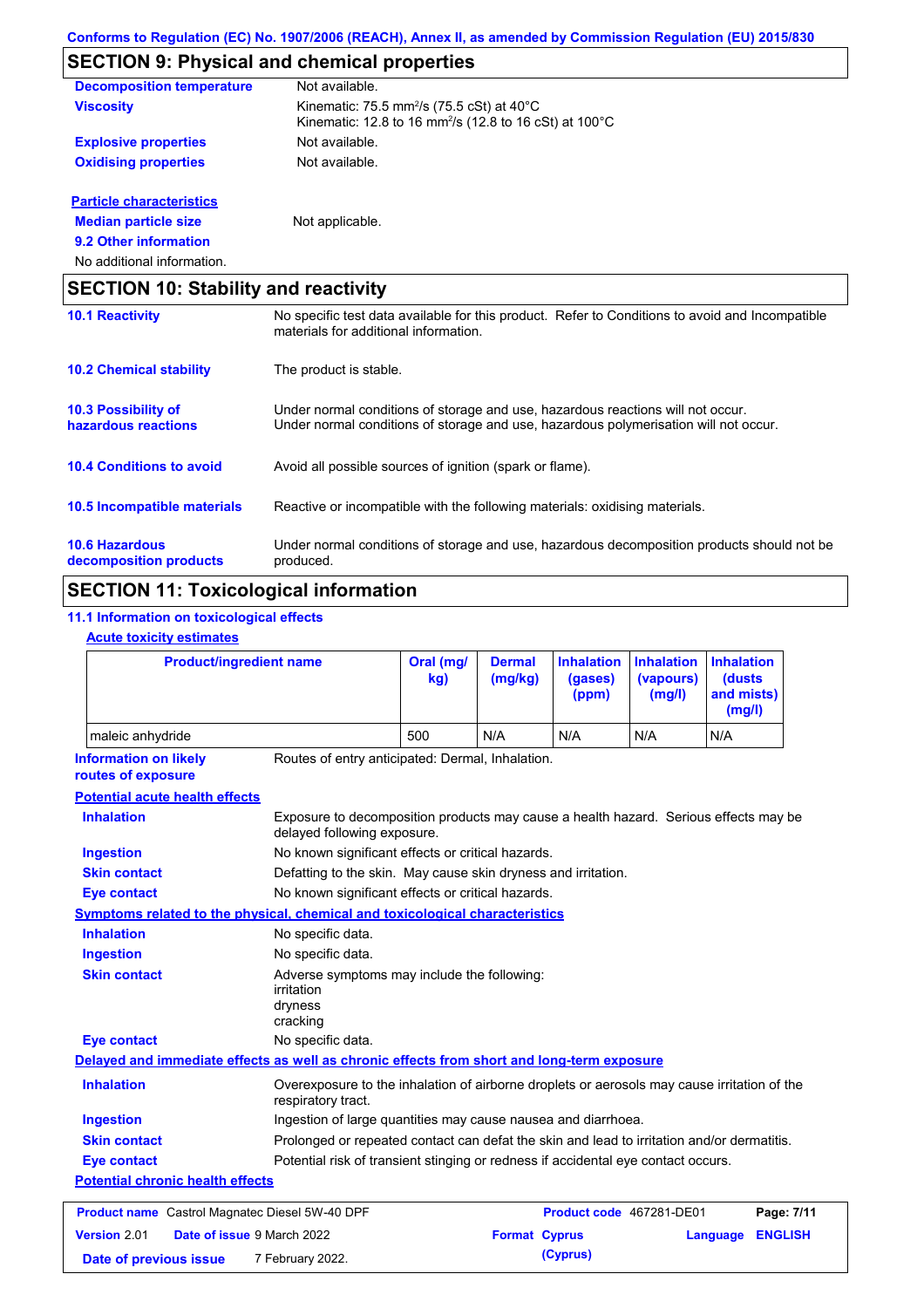## SECTION 9: Physical and chemical properties

| | |
|---|---|
| **Decomposition temperature** | Not available. |
| **Viscosity** | Kinematic: 75.5 mm²/s (75.5 cSt) at 40°C<br>Kinematic: 12.8 to 16 mm²/s (12.8 to 16 cSt) at 100°C |
| **Explosive properties** | Not available. |
| **Oxidising properties** | Not available. |

**Particle characteristics**

| | |
|---|---|
| **Median particle size** | Not applicable. |

**9.2 Other information**

No additional information.

## SECTION 10: Stability and reactivity

| | |
|---|---|
| **10.1 Reactivity** | No specific test data available for this product. Refer to Conditions to avoid and Incompatible materials for additional information. |
| **10.2 Chemical stability** | The product is stable. |
| **10.3 Possibility of hazardous reactions** | Under normal conditions of storage and use, hazardous reactions will not occur.<br>Under normal conditions of storage and use, hazardous polymerisation will not occur. |
| **10.4 Conditions to avoid** | Avoid all possible sources of ignition (spark or flame). |
| **10.5 Incompatible materials** | Reactive or incompatible with the following materials: oxidising materials. |
| **10.6 Hazardous decomposition products** | Under normal conditions of storage and use, hazardous decomposition products should not be produced. |

## SECTION 11: Toxicological information

### 11.1 Information on toxicological effects

**Acute toxicity estimates**

| Product/ingredient name | Oral (mg/kg) | Dermal (mg/kg) | Inhalation (gases) (ppm) | Inhalation (vapours) (mg/l) | Inhalation (dusts and mists) (mg/l) |
|---|---|---|---|---|---|
| maleic anhydride | 500 | N/A | N/A | N/A | N/A |

| | |
|---|---|
| **Information on likely routes of exposure** | Routes of entry anticipated: Dermal, Inhalation. |

**Potential acute health effects**

| | |
|---|---|
| **Inhalation** | Exposure to decomposition products may cause a health hazard. Serious effects may be delayed following exposure. |
| **Ingestion** | No known significant effects or critical hazards. |
| **Skin contact** | Defatting to the skin. May cause skin dryness and irritation. |
| **Eye contact** | No known significant effects or critical hazards. |

**Symptoms related to the physical, chemical and toxicological characteristics**

| | |
|---|---|
| **Inhalation** | No specific data. |
| **Ingestion** | No specific data. |
| **Skin contact** | Adverse symptoms may include the following:<br>irritation<br>dryness<br>cracking |
| **Eye contact** | No specific data. |

**Delayed and immediate effects as well as chronic effects from short and long-term exposure**

| | |
|---|---|
| **Inhalation** | Overexposure to the inhalation of airborne droplets or aerosols may cause irritation of the respiratory tract. |
| **Ingestion** | Ingestion of large quantities may cause nausea and diarrhoea. |
| **Skin contact** | Prolonged or repeated contact can defat the skin and lead to irritation and/or dermatitis. |
| **Eye contact** | Potential risk of transient stinging or redness if accidental eye contact occurs. |

**Potential chronic health effects**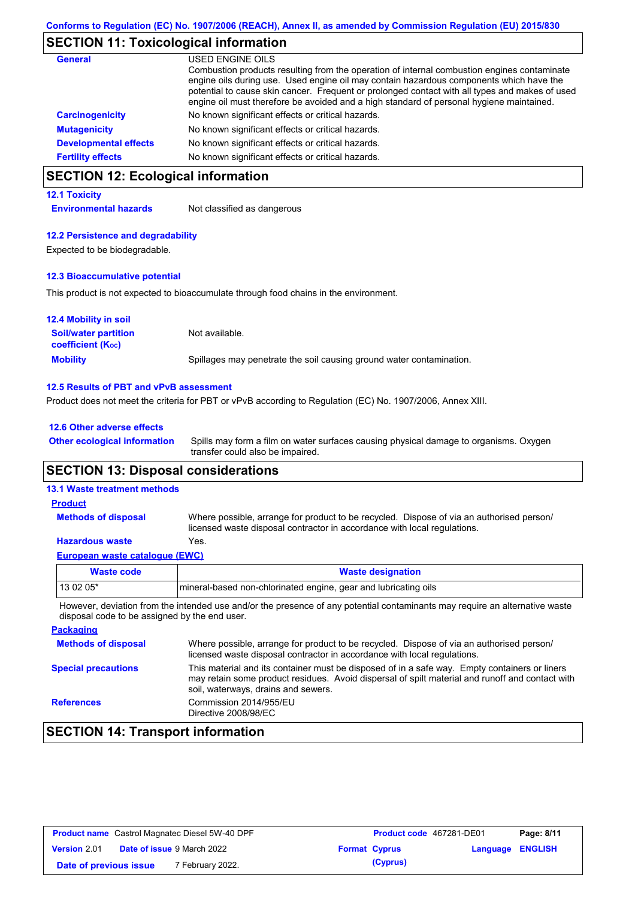## SECTION 11: Toxicological information

| | |
|---|---|
| **General** | USED ENGINE OILS<br>Combustion products resulting from the operation of internal combustion engines contaminate engine oils during use. Used engine oil may contain hazardous components which have the potential to cause skin cancer. Frequent or prolonged contact with all types and makes of used engine oil must therefore be avoided and a high standard of personal hygiene maintained. |
| **Carcinogenicity** | No known significant effects or critical hazards. |
| **Mutagenicity** | No known significant effects or critical hazards. |
| **Developmental effects** | No known significant effects or critical hazards. |
| **Fertility effects** | No known significant effects or critical hazards. |

## SECTION 12: Ecological information

### 12.1 Toxicity

**Environmental hazards** Not classified as dangerous

### 12.2 Persistence and degradability

Expected to be biodegradable.

### 12.3 Bioaccumulative potential

This product is not expected to bioaccumulate through food chains in the environment.

### 12.4 Mobility in soil

**Soil/water partition coefficient ($K_{oc}$)** Not available.

**Mobility** Spillages may penetrate the soil causing ground water contamination.

### 12.5 Results of PBT and vPvB assessment

Product does not meet the criteria for PBT or vPvB according to Regulation (EC) No. 1907/2006, Annex XIII.

### 12.6 Other adverse effects

**Other ecological information** Spills may form a film on water surfaces causing physical damage to organisms. Oxygen transfer could also be impaired.

## SECTION 13: Disposal considerations

### 13.1 Waste treatment methods

**Product**

**Methods of disposal** Where possible, arrange for product to be recycled. Dispose of via an authorised person/ licensed waste disposal contractor in accordance with local regulations.

**Hazardous waste** Yes.

**European waste catalogue (EWC)**

| Waste code | Waste designation |
|---|---|
| 13 02 05* | mineral-based non-chlorinated engine, gear and lubricating oils |

However, deviation from the intended use and/or the presence of any potential contaminants may require an alternative waste disposal code to be assigned by the end user.

**Packaging**

**Methods of disposal** Where possible, arrange for product to be recycled. Dispose of via an authorised person/ licensed waste disposal contractor in accordance with local regulations.

**Special precautions** This material and its container must be disposed of in a safe way. Empty containers or liners may retain some product residues. Avoid dispersal of spilt material and runoff and contact with soil, waterways, drains and sewers.

**References** Commission 2014/955/EU
Directive 2008/98/EC

## SECTION 14: Transport information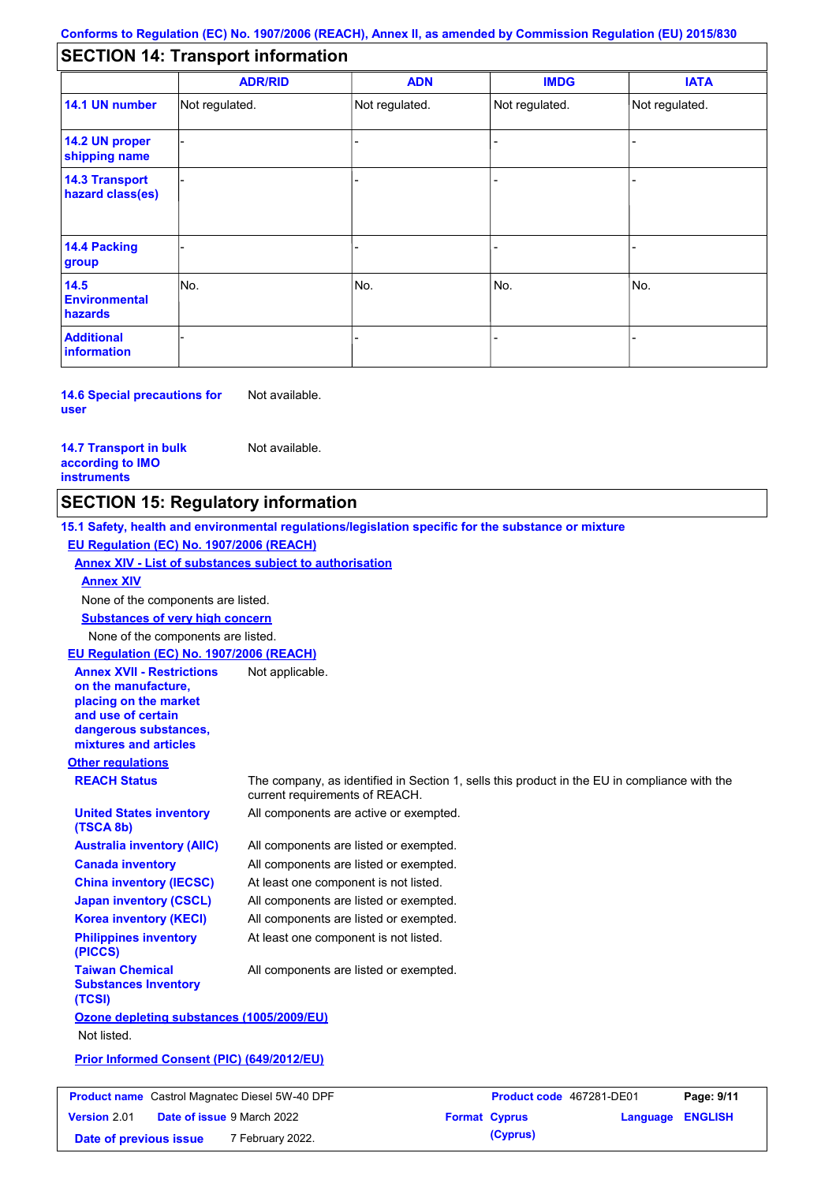## SECTION 14: Transport information

| | ADR/RID | ADN | IMDG | IATA |
|---|---|---|---|---|
| **14.1 UN number** | Not regulated. | Not regulated. | Not regulated. | Not regulated. |
| **14.2 UN proper shipping name** | - | - | - | - |
| **14.3 Transport hazard class(es)** | - | - | - | - |
| **14.4 Packing group** | - | - | - | - |
| **14.5 Environmental hazards** | No. | No. | No. | No. |
| **Additional information** | - | - | - | - |

**14.6 Special precautions for user** Not available.

**14.7 Transport in bulk according to IMO instruments** Not available.

## SECTION 15: Regulatory information

**15.1 Safety, health and environmental regulations/legislation specific for the substance or mixture**

**EU Regulation (EC) No. 1907/2006 (REACH)**

**Annex XIV - List of substances subject to authorisation**

**Annex XIV**

None of the components are listed.

**Substances of very high concern**

None of the components are listed.

**EU Regulation (EC) No. 1907/2006 (REACH)**

**Annex XVII - Restrictions on the manufacture, placing on the market and use of certain dangerous substances, mixtures and articles** Not applicable.

**Other regulations**

**REACH Status** The company, as identified in Section 1, sells this product in the EU in compliance with the current requirements of REACH.

**United States inventory (TSCA 8b)** All components are active or exempted.

**Australia inventory (AIIC)** All components are listed or exempted.

**Canada inventory** All components are listed or exempted.

**China inventory (IECSC)** At least one component is not listed.

**Japan inventory (CSCL)** All components are listed or exempted.

**Korea inventory (KECI)** All components are listed or exempted.

**Philippines inventory (PICCS)** At least one component is not listed.

**Taiwan Chemical Substances Inventory (TCSI)** All components are listed or exempted.

**Ozone depleting substances (1005/2009/EU)**

Not listed.

**Prior Informed Consent (PIC) (649/2012/EU)**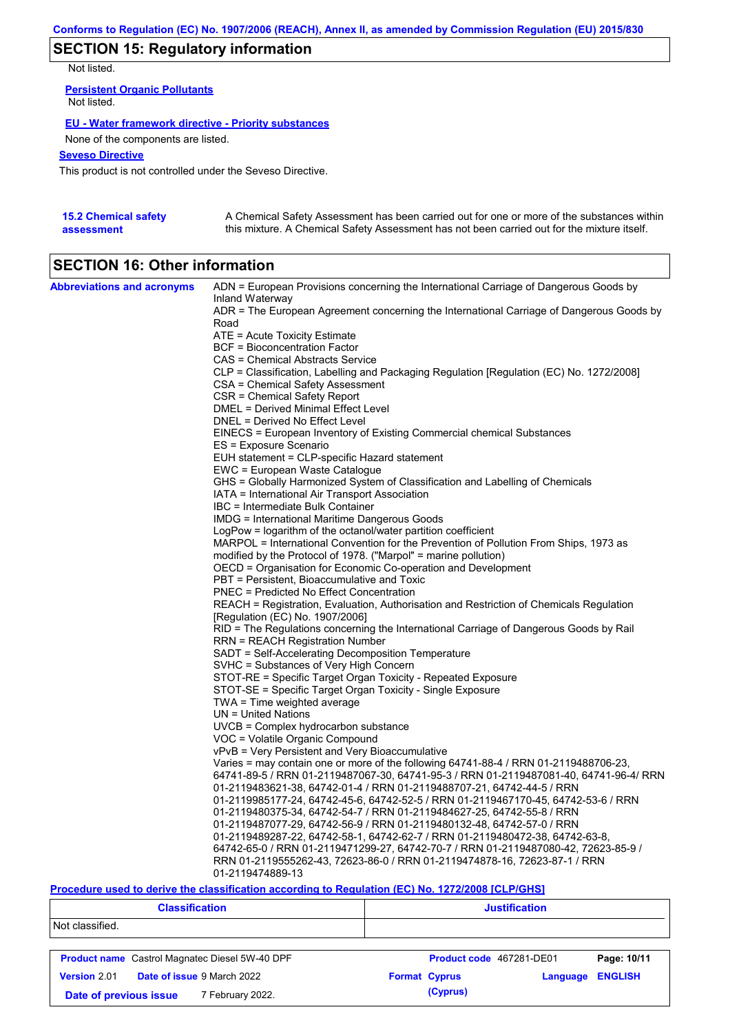## SECTION 15: Regulatory information

Not listed.

**Persistent Organic Pollutants**

Not listed.

**EU - Water framework directive - Priority substances**

None of the components are listed.

**Seveso Directive**

This product is not controlled under the Seveso Directive.

**15.2 Chemical safety assessment**

A Chemical Safety Assessment has been carried out for one or more of the substances within this mixture. A Chemical Safety Assessment has not been carried out for the mixture itself.

## SECTION 16: Other information

**Abbreviations and acronyms**

ADN = European Provisions concerning the International Carriage of Dangerous Goods by Inland Waterway
ADR = The European Agreement concerning the International Carriage of Dangerous Goods by Road
ATE = Acute Toxicity Estimate
BCF = Bioconcentration Factor
CAS = Chemical Abstracts Service
CLP = Classification, Labelling and Packaging Regulation [Regulation (EC) No. 1272/2008]
CSA = Chemical Safety Assessment
CSR = Chemical Safety Report
DMEL = Derived Minimal Effect Level
DNEL = Derived No Effect Level
EINECS = European Inventory of Existing Commercial chemical Substances
ES = Exposure Scenario
EUH statement = CLP-specific Hazard statement
EWC = European Waste Catalogue
GHS = Globally Harmonized System of Classification and Labelling of Chemicals
IATA = International Air Transport Association
IBC = Intermediate Bulk Container
IMDG = International Maritime Dangerous Goods
LogPow = logarithm of the octanol/water partition coefficient
MARPOL = International Convention for the Prevention of Pollution From Ships, 1973 as modified by the Protocol of 1978. ("Marpol" = marine pollution)
OECD = Organisation for Economic Co-operation and Development
PBT = Persistent, Bioaccumulative and Toxic
PNEC = Predicted No Effect Concentration
REACH = Registration, Evaluation, Authorisation and Restriction of Chemicals Regulation [Regulation (EC) No. 1907/2006]
RID = The Regulations concerning the International Carriage of Dangerous Goods by Rail
RRN = REACH Registration Number
SADT = Self-Accelerating Decomposition Temperature
SVHC = Substances of Very High Concern
STOT-RE = Specific Target Organ Toxicity - Repeated Exposure
STOT-SE = Specific Target Organ Toxicity - Single Exposure
TWA = Time weighted average
UN = United Nations
UVCB = Complex hydrocarbon substance
VOC = Volatile Organic Compound
vPvB = Very Persistent and Very Bioaccumulative
Varies = may contain one or more of the following 64741-88-4 / RRN 01-2119488706-23, 64741-89-5 / RRN 01-2119487067-30, 64741-95-3 / RRN 01-2119487081-40, 64741-96-4/ RRN 01-2119483621-38, 64742-01-4 / RRN 01-2119488707-21, 64742-44-5 / RRN 01-2119985177-24, 64742-45-6, 64742-52-5 / RRN 01-2119467170-45, 64742-53-6 / RRN 01-2119480375-34, 64742-54-7 / RRN 01-2119484627-25, 64742-55-8 / RRN 01-2119487077-29, 64742-56-9 / RRN 01-2119480132-48, 64742-57-0 / RRN 01-2119489287-22, 64742-58-1, 64742-62-7 / RRN 01-2119480472-38, 64742-63-8, 64742-65-0 / RRN 01-2119471299-27, 64742-70-7 / RRN 01-2119487080-42, 72623-85-9 / RRN 01-2119555262-43, 72623-86-0 / RRN 01-2119474878-16, 72623-87-1 / RRN 01-2119474889-13

**Procedure used to derive the classification according to Regulation (EC) No. 1272/2008 [CLP/GHS]**

| Classification | Justification |
| --- | --- |
| Not classified. | |

| Product name Castrol Magnatec Diesel 5W-40 DPF | Product code 467281-DE01 | Page: 10/11 |
| --- | --- | --- |
| Version 2.01 Date of issue 9 March 2022 | Format Cyprus (Cyprus) | Language ENGLISH |
| Date of previous issue 7 February 2022. | | |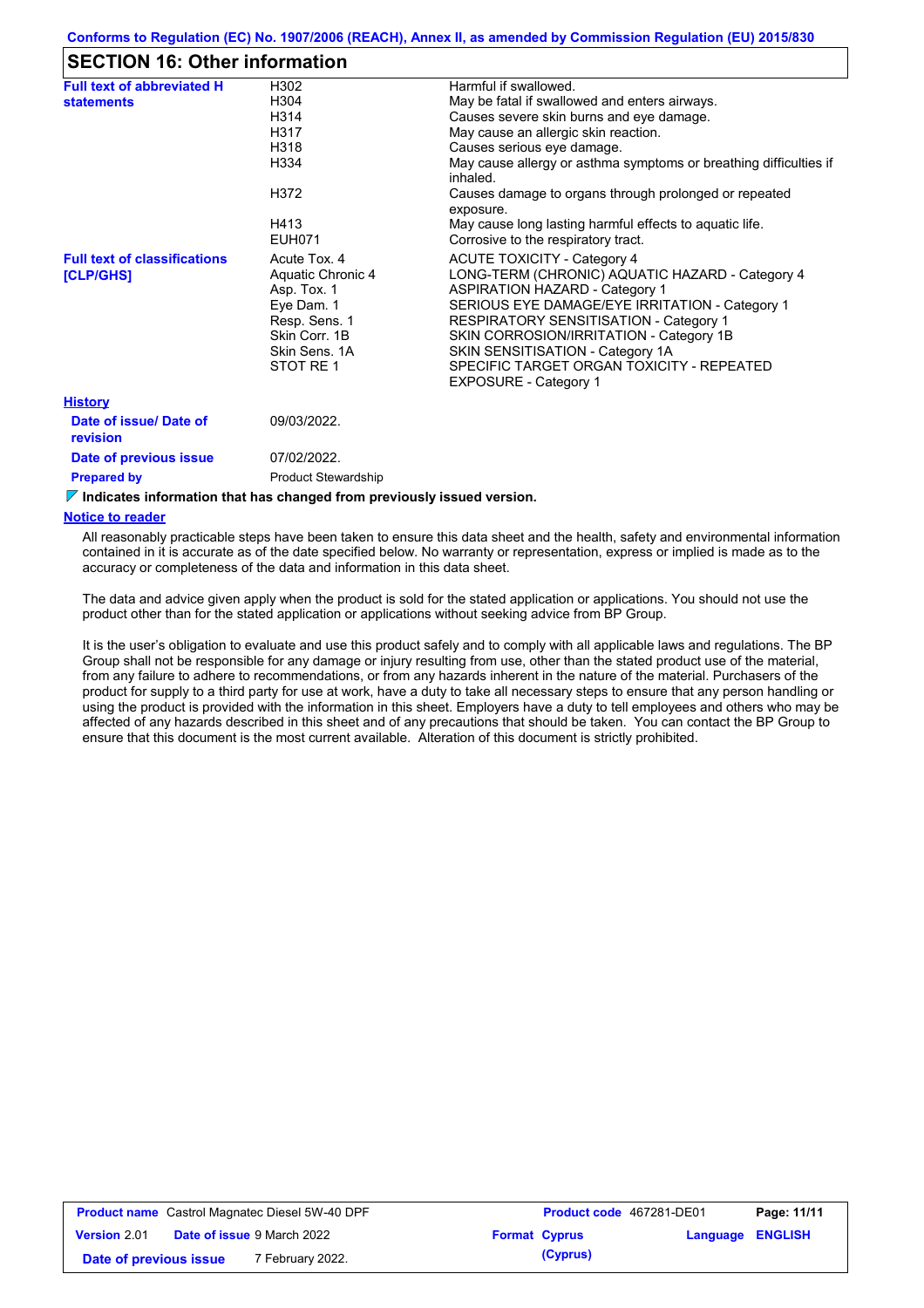## SECTION 16: Other information

| | | |
|---|---|---|
| **Full text of abbreviated H statements** | H302 | Harmful if swallowed. |
| | H304 | May be fatal if swallowed and enters airways. |
| | H314 | Causes severe skin burns and eye damage. |
| | H317 | May cause an allergic skin reaction. |
| | H318 | Causes serious eye damage. |
| | H334 | May cause allergy or asthma symptoms or breathing difficulties if inhaled. |
| | H372 | Causes damage to organs through prolonged or repeated exposure. |
| | H413 | May cause long lasting harmful effects to aquatic life. |
| | EUH071 | Corrosive to the respiratory tract. |
| **Full text of classifications [CLP/GHS]** | Acute Tox. 4 | ACUTE TOXICITY - Category 4 |
| | Aquatic Chronic 4 | LONG-TERM (CHRONIC) AQUATIC HAZARD - Category 4 |
| | Asp. Tox. 1 | ASPIRATION HAZARD - Category 1 |
| | Eye Dam. 1 | SERIOUS EYE DAMAGE/EYE IRRITATION - Category 1 |
| | Resp. Sens. 1 | RESPIRATORY SENSITISATION - Category 1 |
| | Skin Corr. 1B | SKIN CORROSION/IRRITATION - Category 1B |
| | Skin Sens. 1A | SKIN SENSITISATION - Category 1A |
| | STOT RE 1 | SPECIFIC TARGET ORGAN TOXICITY - REPEATED EXPOSURE - Category 1 |

**History**

| | |
|---|---|
| **Date of issue/ Date of revision** | 09/03/2022. |
| **Date of previous issue** | 07/02/2022. |
| **Prepared by** | Product Stewardship |

**Indicates information that has changed from previously issued version.**

**Notice to reader**

All reasonably practicable steps have been taken to ensure this data sheet and the health, safety and environmental information contained in it is accurate as of the date specified below. No warranty or representation, express or implied is made as to the accuracy or completeness of the data and information in this data sheet.

The data and advice given apply when the product is sold for the stated application or applications. You should not use the product other than for the stated application or applications without seeking advice from BP Group.

It is the user's obligation to evaluate and use this product safely and to comply with all applicable laws and regulations. The BP Group shall not be responsible for any damage or injury resulting from use, other than the stated product use of the material, from any failure to adhere to recommendations, or from any hazards inherent in the nature of the material. Purchasers of the product for supply to a third party for use at work, have a duty to take all necessary steps to ensure that any person handling or using the product is provided with the information in this sheet. Employers have a duty to tell employees and others who may be affected of any hazards described in this sheet and of any precautions that should be taken. You can contact the BP Group to ensure that this document is the most current available. Alteration of this document is strictly prohibited.